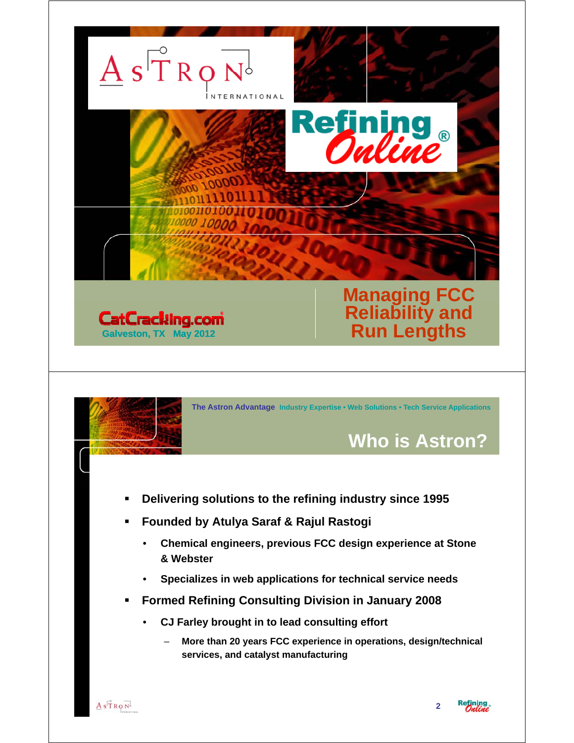# Managing FCC Reliability and Run Lengths

ASTRON INTERNATIONAL

Refining Online®

CatCracking.com
Galveston, TX May 2012

---

The Astron Advantage Industry Expertise • Web Solutions • Tech Service Applications

## Who is Astron?

- Delivering solutions to the refining industry since 1995
- Founded by Atulya Saraf & Rajul Rastogi
  - Chemical engineers, previous FCC design experience at Stone & Webster
  - Specializes in web applications for technical service needs
- Formed Refining Consulting Division in January 2008
  - CJ Farley brought in to lead consulting effort
    - More than 20 years FCC experience in operations, design/technical services, and catalyst manufacturing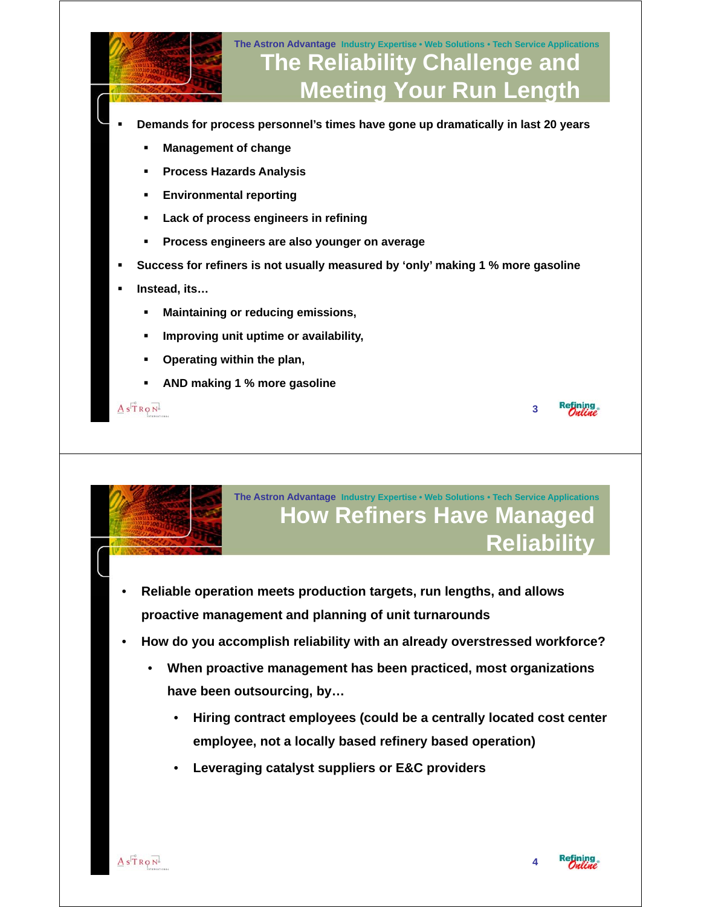The Astron Advantage Industry Expertise • Web Solutions • Tech Service Applications

# The Reliability Challenge and Meeting Your Run Length

- Demands for process personnel's times have gone up dramatically in last 20 years
  - Management of change
  - Process Hazards Analysis
  - Environmental reporting
  - Lack of process engineers in refining
  - Process engineers are also younger on average
- Success for refiners is not usually measured by 'only' making 1 % more gasoline
- Instead, its…
  - Maintaining or reducing emissions,
  - Improving unit uptime or availability,
  - Operating within the plan,
  - AND making 1 % more gasoline

The Astron Advantage Industry Expertise • Web Solutions • Tech Service Applications

# How Refiners Have Managed Reliability

- Reliable operation meets production targets, run lengths, and allows proactive management and planning of unit turnarounds
- How do you accomplish reliability with an already overstressed workforce?
  - When proactive management has been practiced, most organizations have been outsourcing, by…
    - Hiring contract employees (could be a centrally located cost center employee, not a locally based refinery based operation)
    - Leveraging catalyst suppliers or E&C providers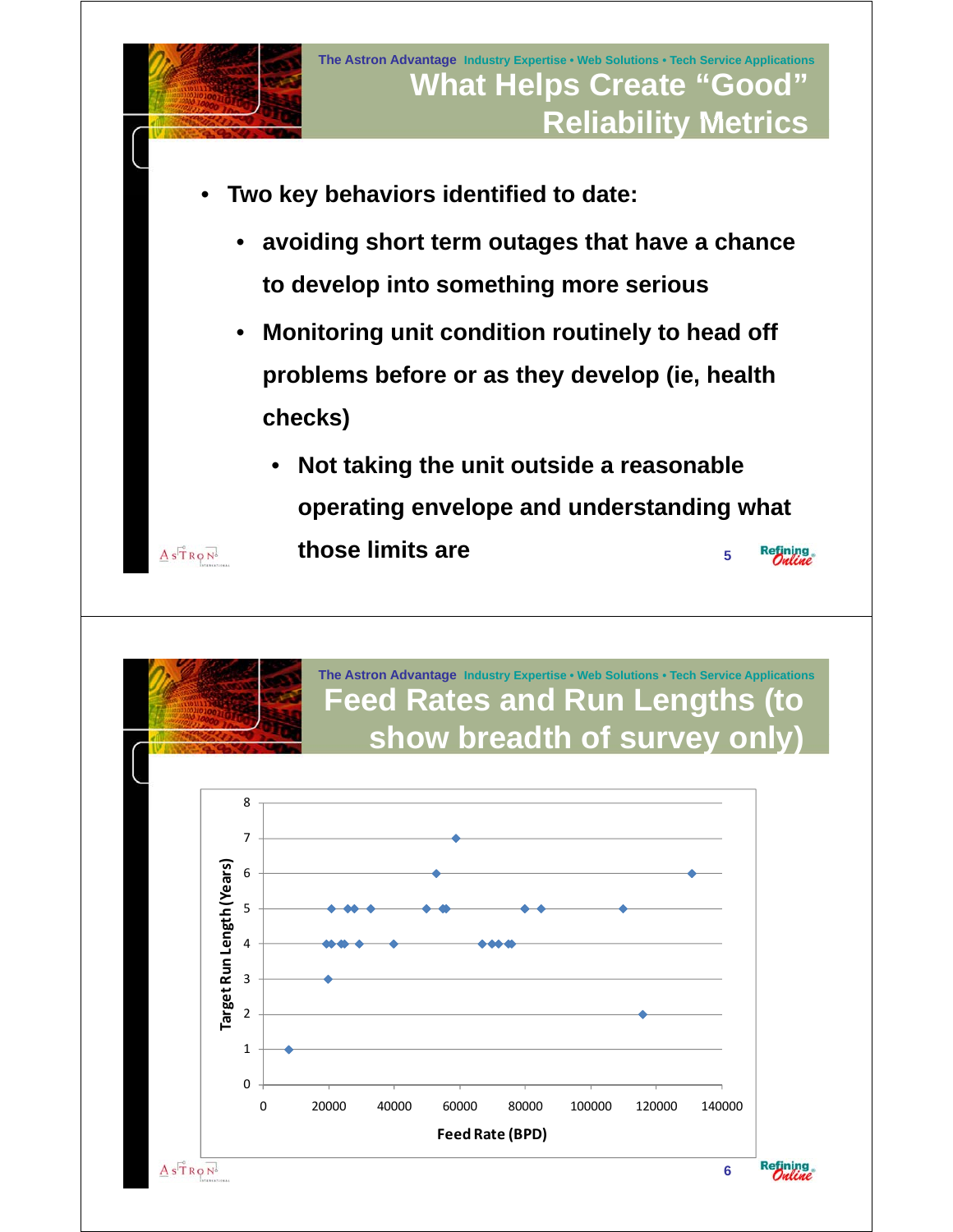## What Helps Create "Good" Reliability Metrics

- Two key behaviors identified to date:
  - avoiding short term outages that have a chance to develop into something more serious
  - Monitoring unit condition routinely to head off problems before or as they develop (ie, health checks)
    - Not taking the unit outside a reasonable operating envelope and understanding what those limits are

## Feed Rates and Run Lengths (to show breadth of survey only)

Target Run Length (Years)

Feed Rate (BPD)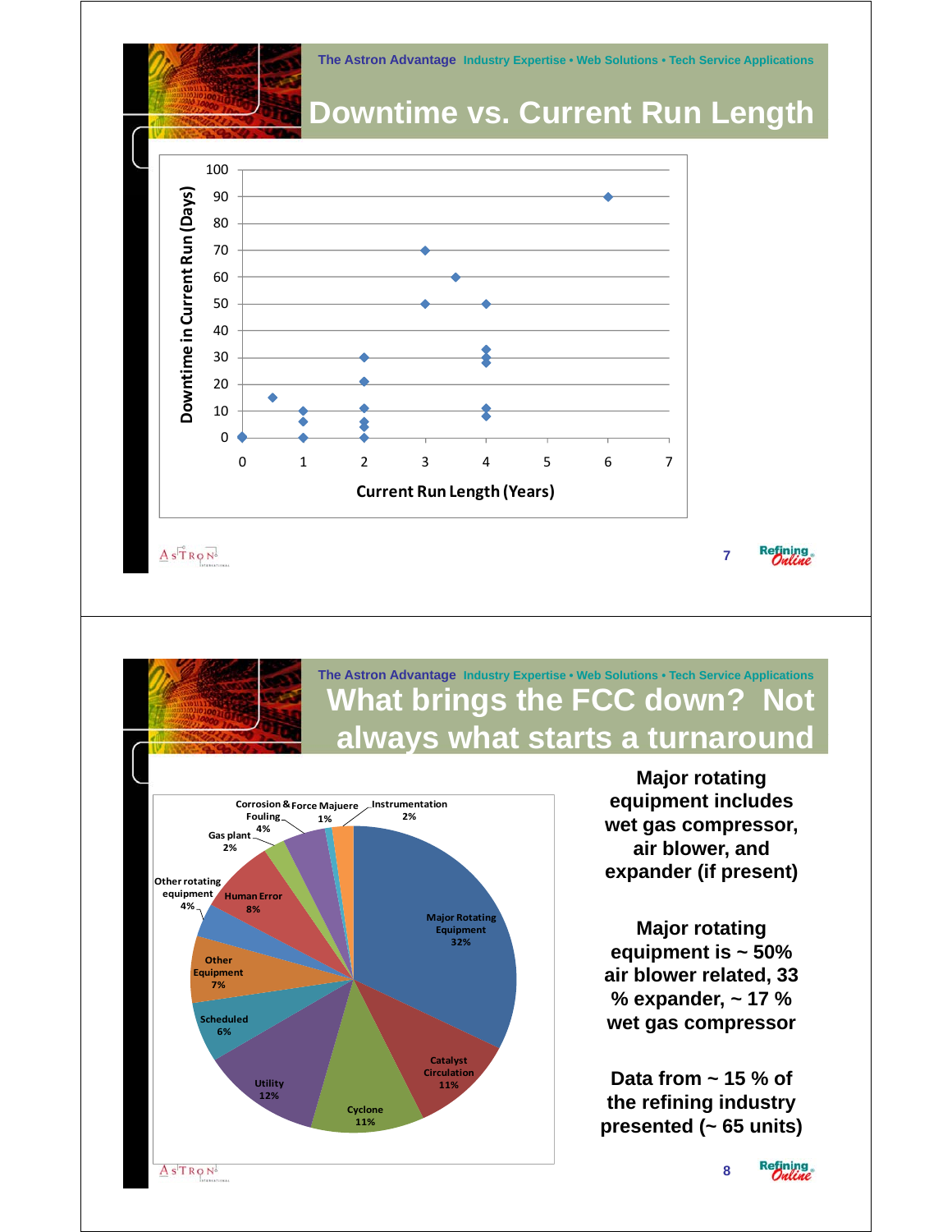## The Astron Advantage Industry Expertise • Web Solutions • Tech Service Applications

# Downtime vs. Current Run Length

Downtime in Current Run (Days)

Current Run Length (Years)

## The Astron Advantage Industry Expertise • Web Solutions • Tech Service Applications

# What brings the FCC down? Not always what starts a turnaround

| Category | Share |
|---|---|
| Major Rotating Equipment | 32% |
| Catalyst Circulation | 11% |
| Cyclone | 11% |
| Utility | 12% |
| Scheduled | 6% |
| Other Equipment | 7% |
| Other rotating equipment | 4% |
| Human Error | 8% |
| Gas plant | 2% |
| Corrosion & Fouling | 4% |
| Force Majuere | 1% |
| Instrumentation | 2% |

**Major rotating equipment includes wet gas compressor, air blower, and expander (if present)**

**Major rotating equipment is ~ 50% air blower related, 33 % expander, ~ 17 % wet gas compressor**

**Data from ~ 15 % of the refining industry presented (~ 65 units)**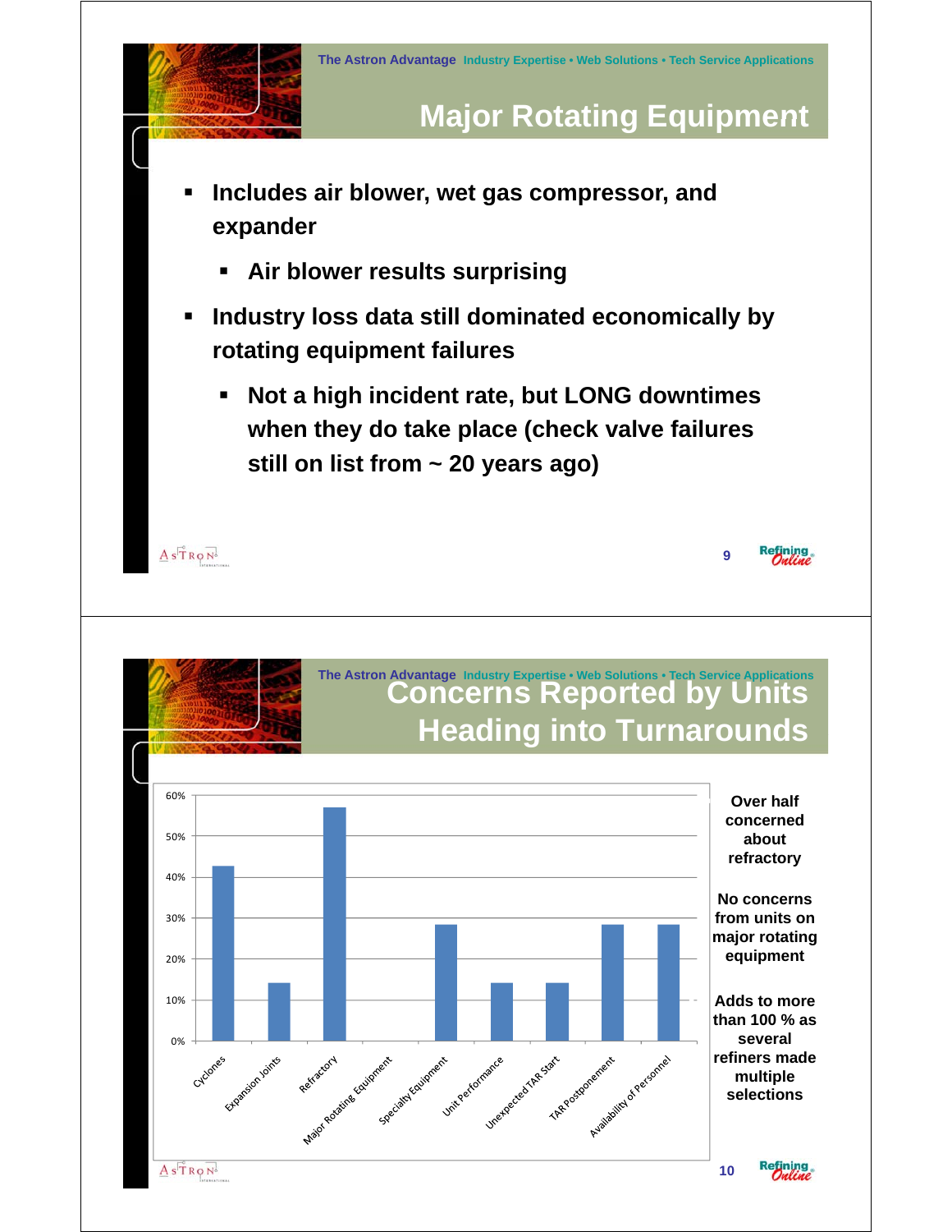## Major Rotating Equipment

- **Includes air blower, wet gas compressor, and expander**
  - **Air blower results surprising**
- **Industry loss data still dominated economically by rotating equipment failures**
  - **Not a high incident rate, but LONG downtimes when they do take place (check valve failures still on list from ~ 20 years ago)**

## Concerns Reported by Units Heading into Turnarounds

| Concern | Percentage (approx.) |
|---|---|
| Cyclones | 43% |
| Expansion Joints | 14% |
| Refractory | 57% |
| Major Rotating Equipment | 0% |
| Specialty Equipment | 29% |
| Unit Performance | 14% |
| Unexpected TAR Start | 14% |
| TAR Postponement | 29% |
| Availability of Personnel | 29% |

**Over half concerned about refractory**

**No concerns from units on major rotating equipment**

**Adds to more than 100 % as several refiners made multiple selections**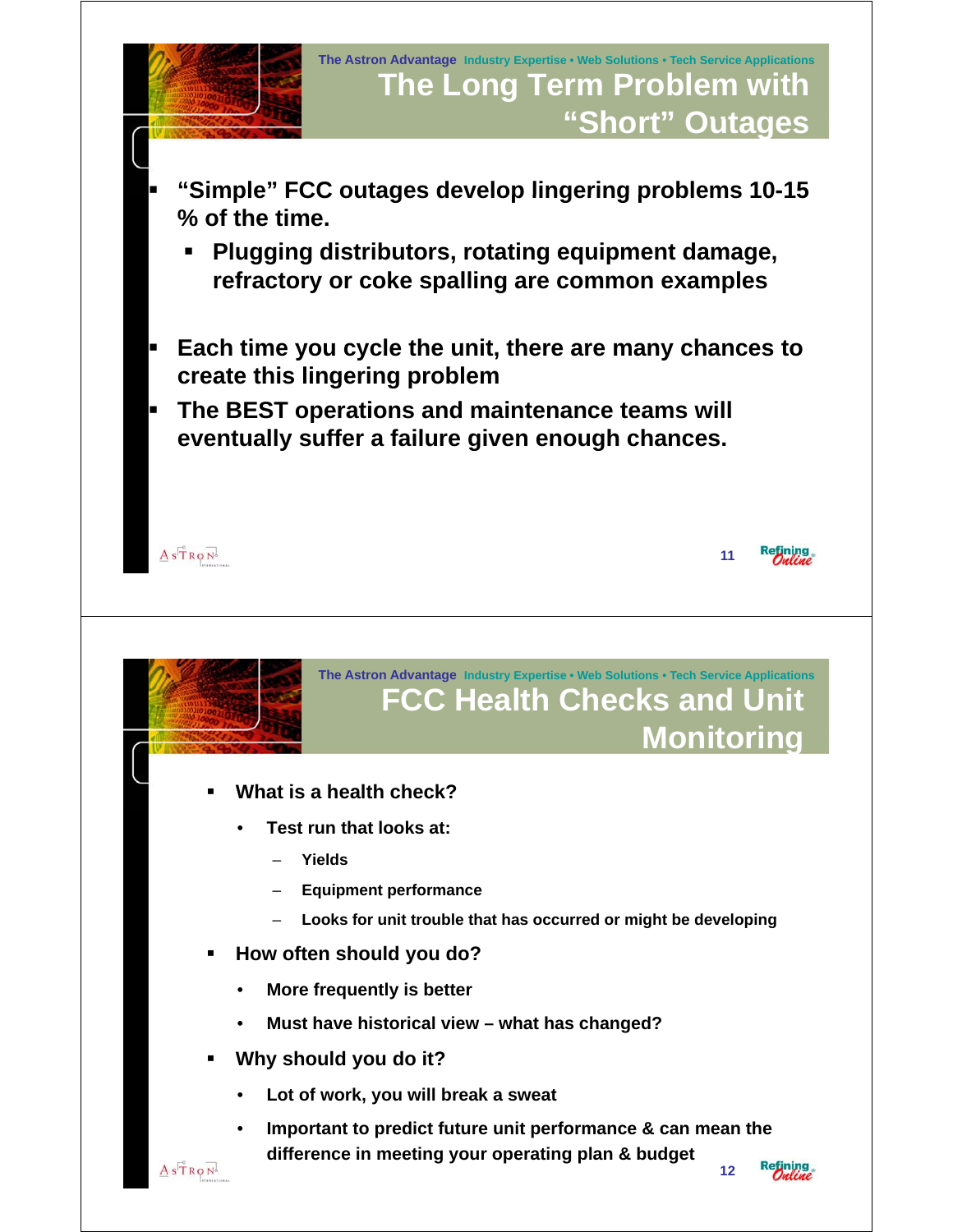## The Long Term Problem with "Short" Outages

- "Simple" FCC outages develop lingering problems 10-15 % of the time.
  - Plugging distributors, rotating equipment damage, refractory or coke spalling are common examples
- Each time you cycle the unit, there are many chances to create this lingering problem
- The BEST operations and maintenance teams will eventually suffer a failure given enough chances.

## FCC Health Checks and Unit Monitoring

- What is a health check?
  - Test run that looks at:
    - Yields
    - Equipment performance
    - Looks for unit trouble that has occurred or might be developing
- How often should you do?
  - More frequently is better
  - Must have historical view – what has changed?
- Why should you do it?
  - Lot of work, you will break a sweat
  - Important to predict future unit performance & can mean the difference in meeting your operating plan & budget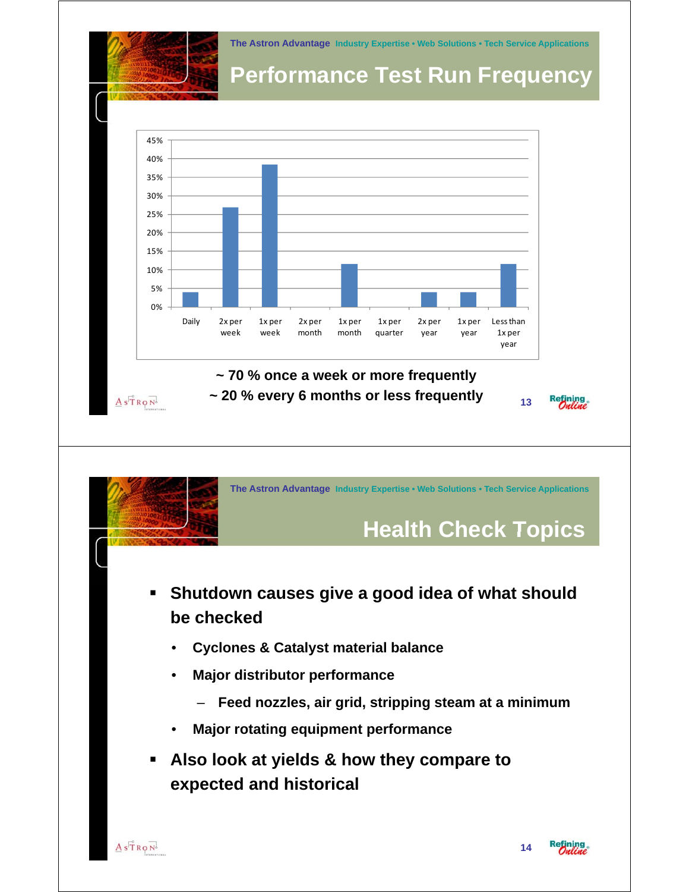## Performance Test Run Frequency

| Frequency | Percentage |
|---|---|
| Daily | ~4% |
| 2x per week | ~27% |
| 1x per week | ~38% |
| 2x per month | 0% |
| 1x per month | ~12% |
| 1x per quarter | 0% |
| 2x per year | ~4% |
| 1x per year | ~4% |
| Less than 1x per year | ~12% |

**~ 70 % once a week or more frequently**

**~ 20 % every 6 months or less frequently**

## Health Check Topics

- **Shutdown causes give a good idea of what should be checked**
  - **Cyclones & Catalyst material balance**
  - **Major distributor performance**
    - **Feed nozzles, air grid, stripping steam at a minimum**
  - **Major rotating equipment performance**
- **Also look at yields & how they compare to expected and historical**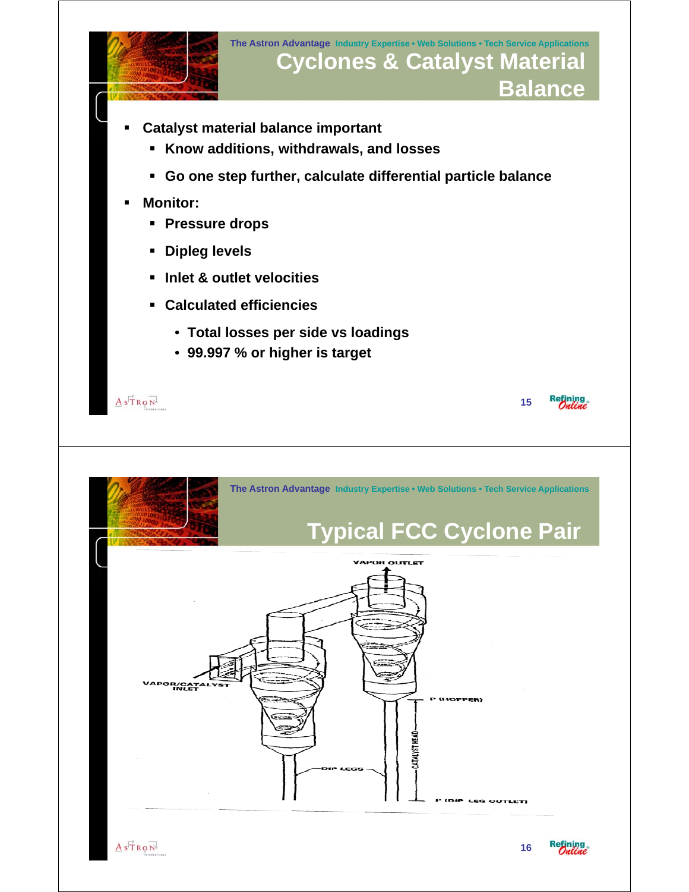# Cyclones & Catalyst Material Balance

- Catalyst material balance important
  - Know additions, withdrawals, and losses
  - Go one step further, calculate differential particle balance
- Monitor:
  - Pressure drops
  - Dipleg levels
  - Inlet & outlet velocities
  - Calculated efficiencies
    - Total losses per side vs loadings
    - 99.997 % or higher is target

# Typical FCC Cyclone Pair

VAPOR OUTLET

VAPOR/CATALYST INLET

P (HOPPER)

CATALYST HEAD

DIP LEGS

P (DIP LEG OUTLET)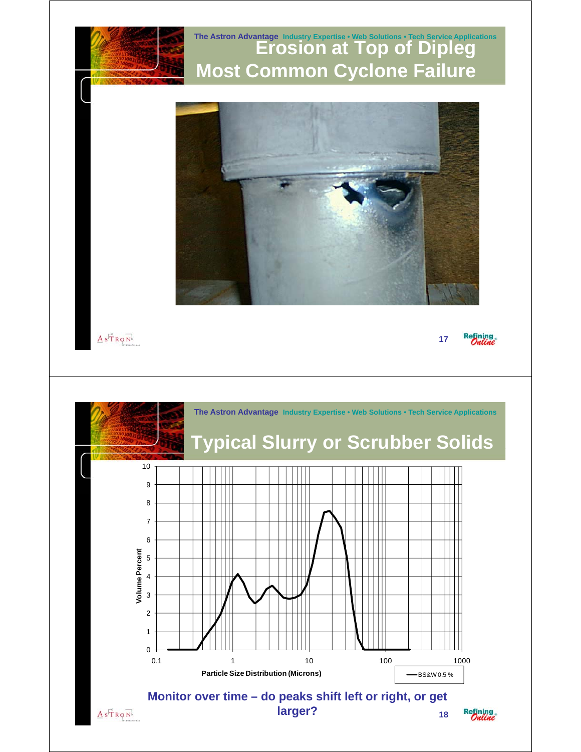The Astron Advantage Industry Expertise • Web Solutions • Tech Service Applications

# Erosion at Top of Dipleg Most Common Cyclone Failure

The Astron Advantage Industry Expertise • Web Solutions • Tech Service Applications

# Typical Slurry or Scrubber Solids

Volume Percent

Particle Size Distribution (Microns)

BS&W 0.5 %

**Monitor over time – do peaks shift left or right, or get larger?**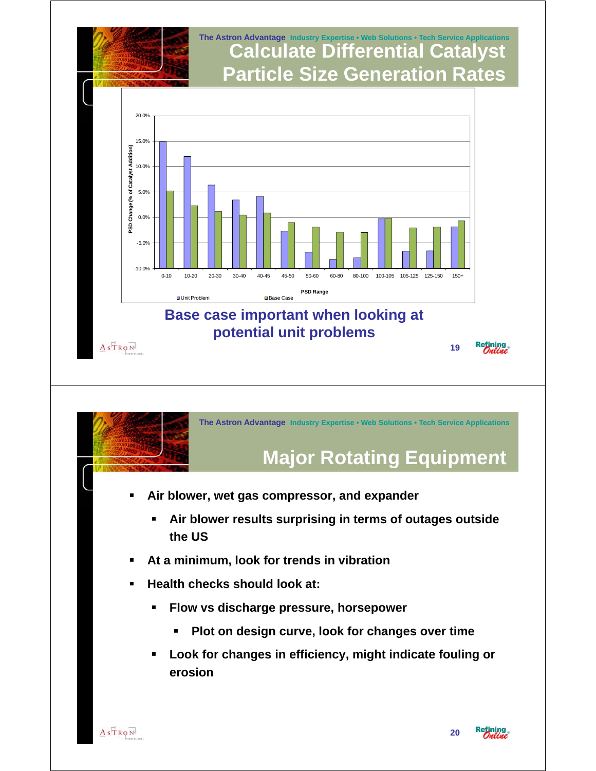The Astron Advantage Industry Expertise • Web Solutions • Tech Service Applications

## Calculate Differential Catalyst Particle Size Generation Rates

| PSD Range | Unit Problem | Base Case |
|---|---|---|
| 0-10 | 15.0% | 5.2% |
| 10-20 | 12.0% | 2.2% |
| 20-30 | 6.3% | 1.1% |
| 30-40 | 3.4% | 0.4% |
| 40-45 | 4.1% | 0.8% |
| 45-50 | -2.8% | -1.1% |
| 50-60 | -6.9% | -2.0% |
| 60-80 | -8.3% | -2.9% |
| 80-100 | -8.0% | -3.0% |
| 100-105 | -0.3% | -0.2% |
| 105-125 | -6.7% | -2.1% |
| 125-150 | -6.6% | -1.9% |
| 150+ | -1.9% | -0.7% |

PSD Change (% of Catalyst Addition) vs. PSD Range

**Base case important when looking at potential unit problems**

The Astron Advantage Industry Expertise • Web Solutions • Tech Service Applications

## Major Rotating Equipment

- **Air blower, wet gas compressor, and expander**
  - **Air blower results surprising in terms of outages outside the US**
- **At a minimum, look for trends in vibration**
- **Health checks should look at:**
  - **Flow vs discharge pressure, horsepower**
    - **Plot on design curve, look for changes over time**
  - **Look for changes in efficiency, might indicate fouling or erosion**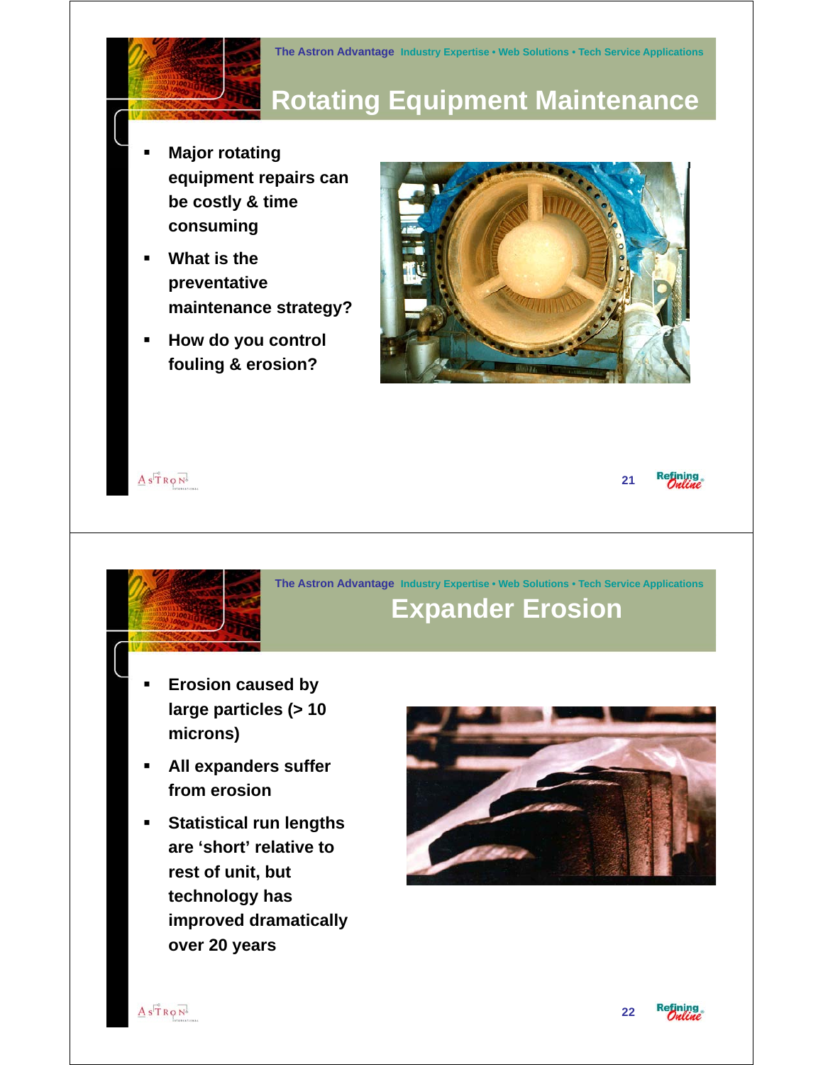## Rotating Equipment Maintenance

- Major rotating equipment repairs can be costly & time consuming
- What is the preventative maintenance strategy?
- How do you control fouling & erosion?

## Expander Erosion

- Erosion caused by large particles (> 10 microns)
- All expanders suffer from erosion
- Statistical run lengths are 'short' relative to rest of unit, but technology has improved dramatically over 20 years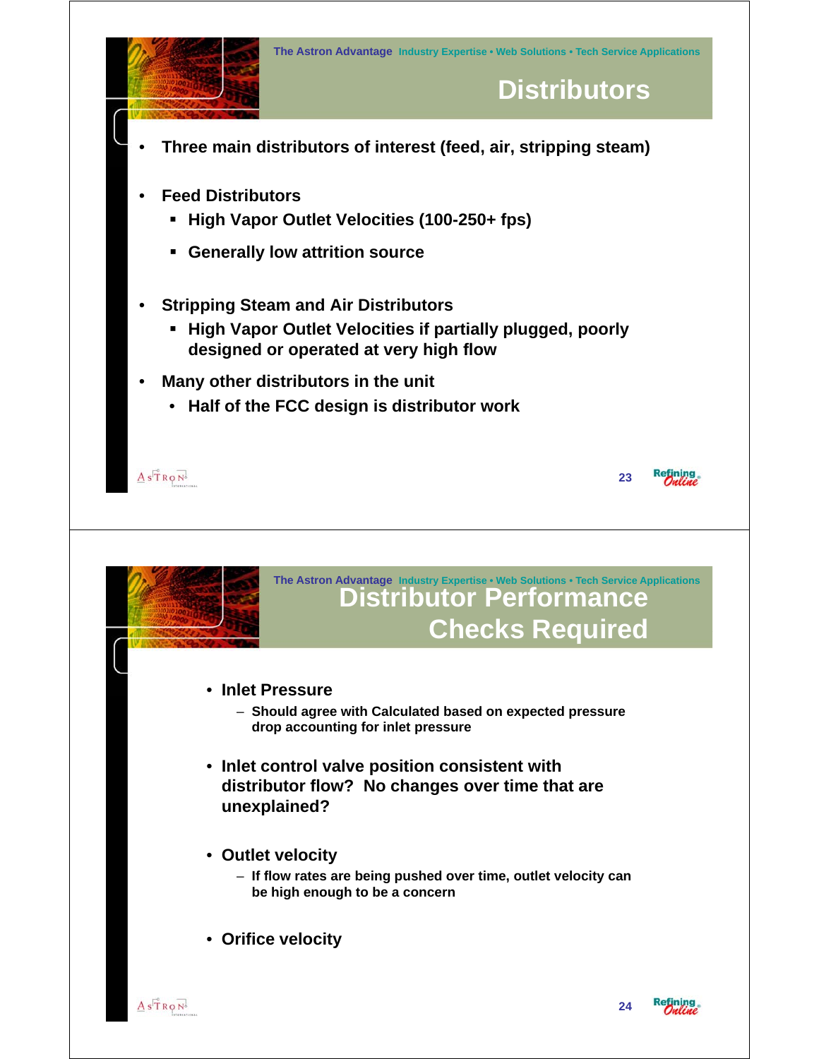## Distributors

- Three main distributors of interest (feed, air, stripping steam)
- Feed Distributors
  - High Vapor Outlet Velocities (100-250+ fps)
  - Generally low attrition source
- Stripping Steam and Air Distributors
  - High Vapor Outlet Velocities if partially plugged, poorly designed or operated at very high flow
- Many other distributors in the unit
  - Half of the FCC design is distributor work

## Distributor Performance Checks Required

- Inlet Pressure
  - Should agree with Calculated based on expected pressure drop accounting for inlet pressure
- Inlet control valve position consistent with distributor flow? No changes over time that are unexplained?
- Outlet velocity
  - If flow rates are being pushed over time, outlet velocity can be high enough to be a concern
- Orifice velocity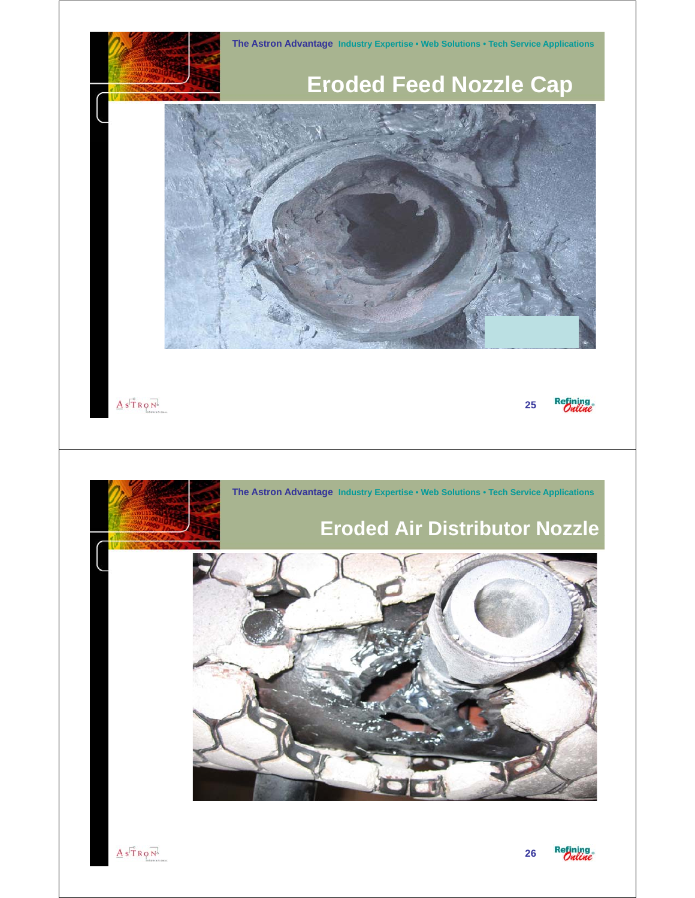## Eroded Feed Nozzle Cap

## Eroded Air Distributor Nozzle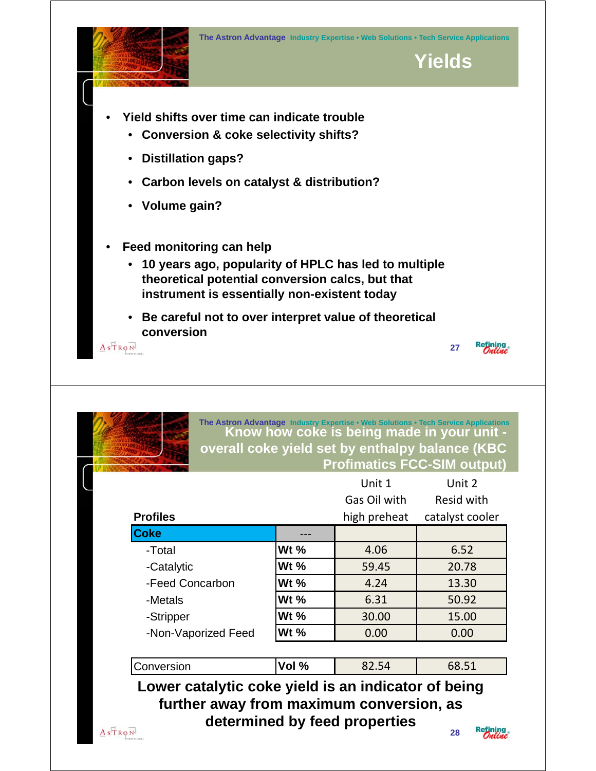## Yields

- Yield shifts over time can indicate trouble
  - Conversion & coke selectivity shifts?
  - Distillation gaps?
  - Carbon levels on catalyst & distribution?
  - Volume gain?
- Feed monitoring can help
  - 10 years ago, popularity of HPLC has led to multiple theoretical potential conversion calcs, but that instrument is essentially non-existent today
  - Be careful not to over interpret value of theoretical conversion

## Know how coke is being made in your unit - overall coke yield set by enthalpy balance (KBC Profimatics FCC-SIM output)

| Profiles | | Unit 1 Gas Oil with high preheat | Unit 2 Resid with catalyst cooler |
|---|---|---|---|
| **Coke** | --- | | |
| -Total | **Wt %** | 4.06 | 6.52 |
| -Catalytic | **Wt %** | 59.45 | 20.78 |
| -Feed Concarbon | **Wt %** | 4.24 | 13.30 |
| -Metals | **Wt %** | 6.31 | 50.92 |
| -Stripper | **Wt %** | 30.00 | 15.00 |
| -Non-Vaporized Feed | **Wt %** | 0.00 | 0.00 |
| Conversion | **Vol %** | 82.54 | 68.51 |

**Lower catalytic coke yield is an indicator of being further away from maximum conversion, as determined by feed properties**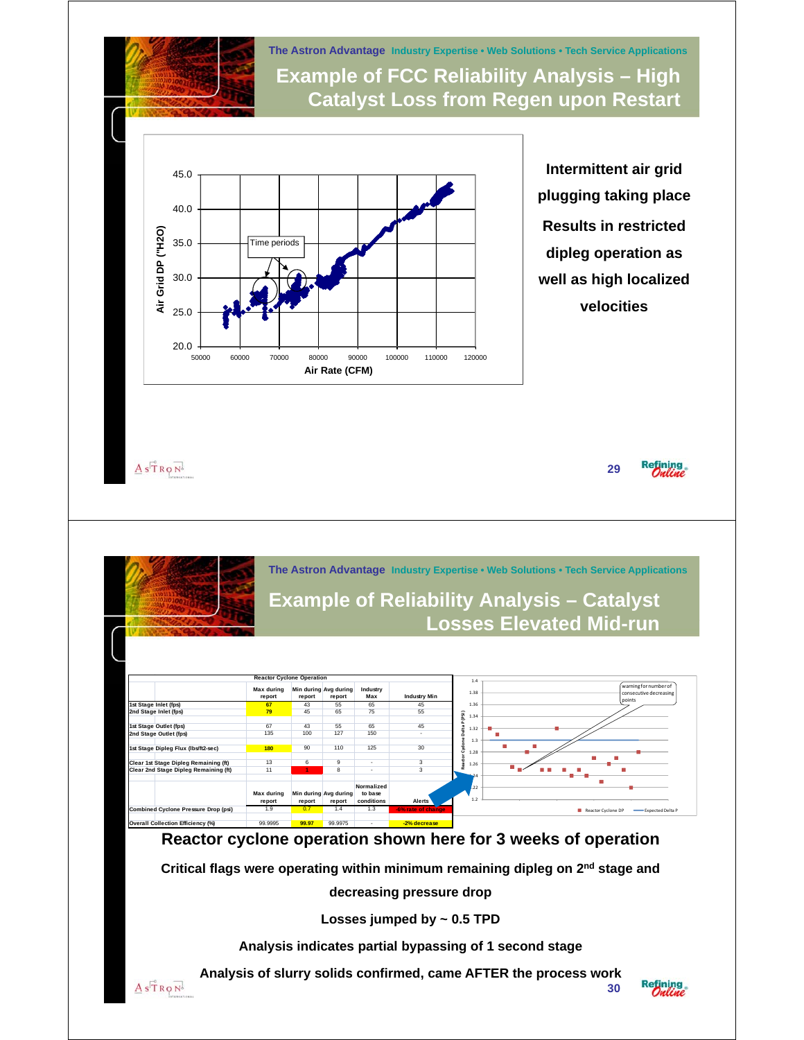## Example of FCC Reliability Analysis – High Catalyst Loss from Regen upon Restart

Intermittent air grid plugging taking place

Results in restricted dipleg operation as well as high localized velocities

## Example of Reliability Analysis – Catalyst Losses Elevated Mid-run

| | Reactor Cyclone Operation | | | | |
|---|---|---|---|---|---|
| | Max during report | Min during report | Avg during report | Industry Max | Industry Min |
| 1st Stage Inlet (fps) | 67 | 43 | 55 | 65 | 45 |
| 2nd Stage Inlet (fps) | 79 | 45 | 65 | 75 | 55 |
| 1st Stage Outlet (fps) | 67 | 43 | 55 | 65 | 45 |
| 2nd Stage Outlet (fps) | 135 | 100 | 127 | 150 | - |
| 1st Stage Dipleg Flux (lbs/ft2-sec) | 180 | 90 | 110 | 125 | 30 |
| Clear 1st Stage Dipleg Remaining (ft) | 13 | 6 | 9 | - | 3 |
| Clear 2nd Stage Dipleg Remaining (ft) | 11 | 1 | 8 | - | 3 |
| | Max during report | Min during report | Avg during report | Normalized to base conditions | Alerts |
| Combined Cyclone Pressure Drop (psi) | 1.9 | 0.7 | 1.4 | 1.3 | -6% rate of change |
| Overall Collection Efficiency (%) | 99.9995 | 99.97 | 99.9975 | - | -2% decrease |

Reactor cyclone operation shown here for 3 weeks of operation

Critical flags were operating within minimum remaining dipleg on 2nd stage and decreasing pressure drop

Losses jumped by ~ 0.5 TPD

Analysis indicates partial bypassing of 1 second stage

Analysis of slurry solids confirmed, came AFTER the process work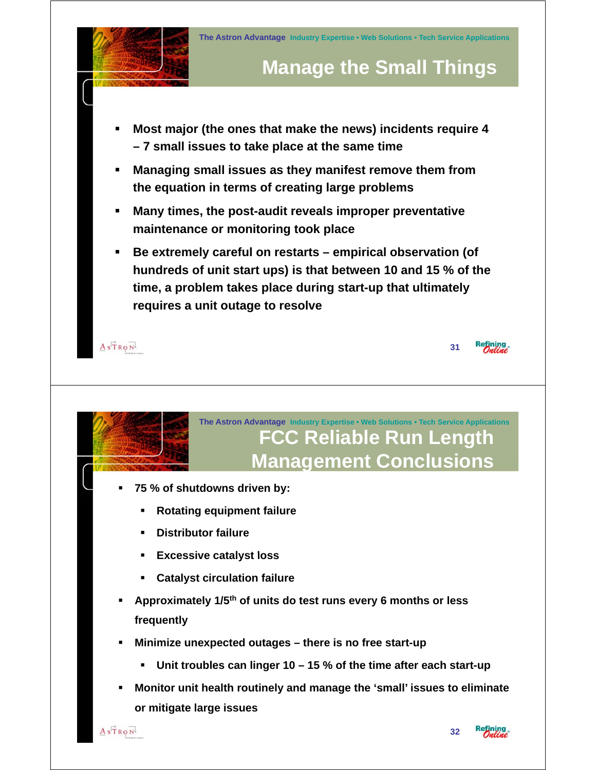## Manage the Small Things

- **Most major (the ones that make the news) incidents require 4 – 7 small issues to take place at the same time**
- **Managing small issues as they manifest remove them from the equation in terms of creating large problems**
- **Many times, the post-audit reveals improper preventative maintenance or monitoring took place**
- **Be extremely careful on restarts – empirical observation (of hundreds of unit start ups) is that between 10 and 15 % of the time, a problem takes place during start-up that ultimately requires a unit outage to resolve**

## FCC Reliable Run Length Management Conclusions

- **75 % of shutdowns driven by:**
  - **Rotating equipment failure**
  - **Distributor failure**
  - **Excessive catalyst loss**
  - **Catalyst circulation failure**
- **Approximately 1/5th of units do test runs every 6 months or less frequently**
- **Minimize unexpected outages – there is no free start-up**
  - **Unit troubles can linger 10 – 15 % of the time after each start-up**
- **Monitor unit health routinely and manage the 'small' issues to eliminate or mitigate large issues**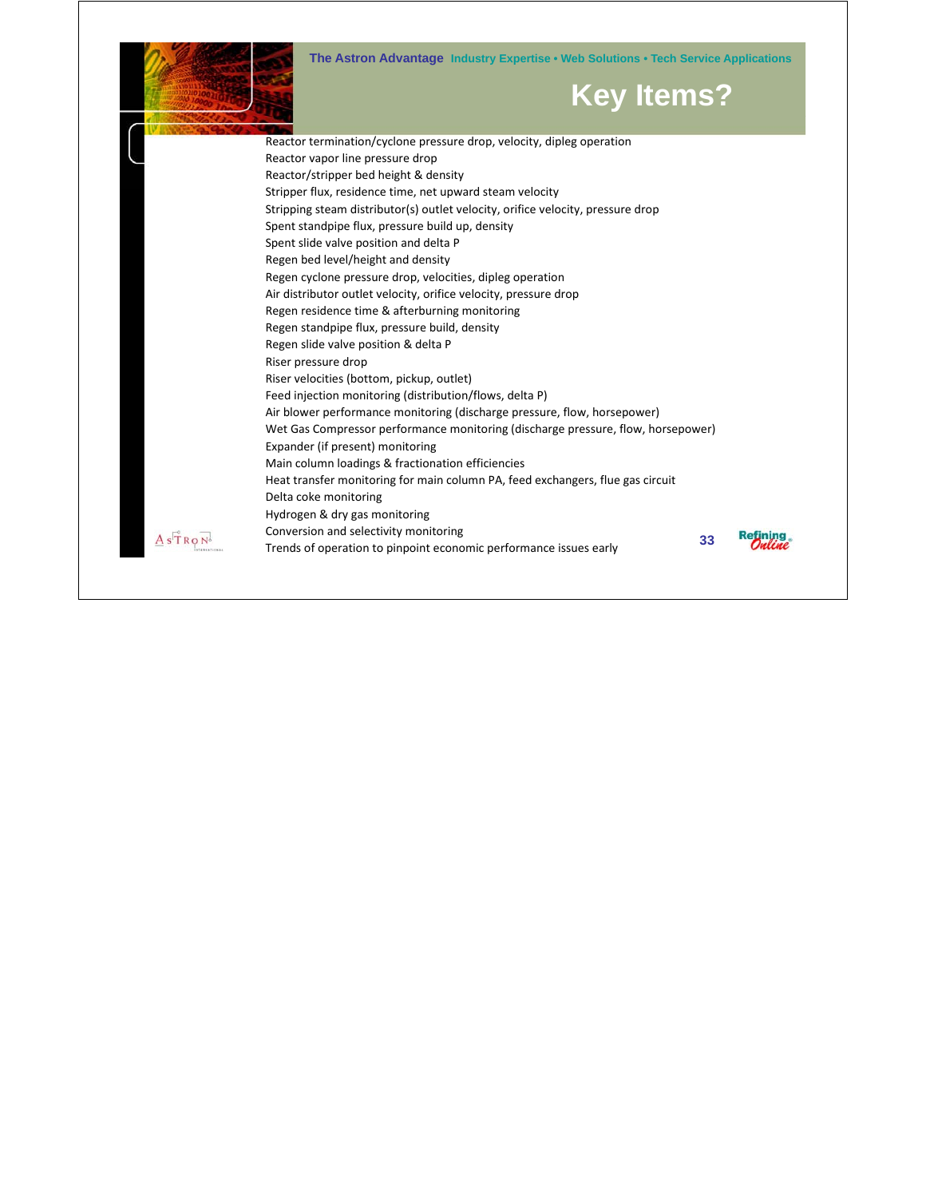# Key Items?

Reactor termination/cyclone pressure drop, velocity, dipleg operation
Reactor vapor line pressure drop
Reactor/stripper bed height & density
Stripper flux, residence time, net upward steam velocity
Stripping steam distributor(s) outlet velocity, orifice velocity, pressure drop
Spent standpipe flux, pressure build up, density
Spent slide valve position and delta P
Regen bed level/height and density
Regen cyclone pressure drop, velocities, dipleg operation
Air distributor outlet velocity, orifice velocity, pressure drop
Regen residence time & afterburning monitoring
Regen standpipe flux, pressure build, density
Regen slide valve position & delta P
Riser pressure drop
Riser velocities (bottom, pickup, outlet)
Feed injection monitoring (distribution/flows, delta P)
Air blower performance monitoring (discharge pressure, flow, horsepower)
Wet Gas Compressor performance monitoring (discharge pressure, flow, horsepower)
Expander (if present) monitoring
Main column loadings & fractionation efficiencies
Heat transfer monitoring for main column PA, feed exchangers, flue gas circuit
Delta coke monitoring
Hydrogen & dry gas monitoring
Conversion and selectivity monitoring
Trends of operation to pinpoint economic performance issues early